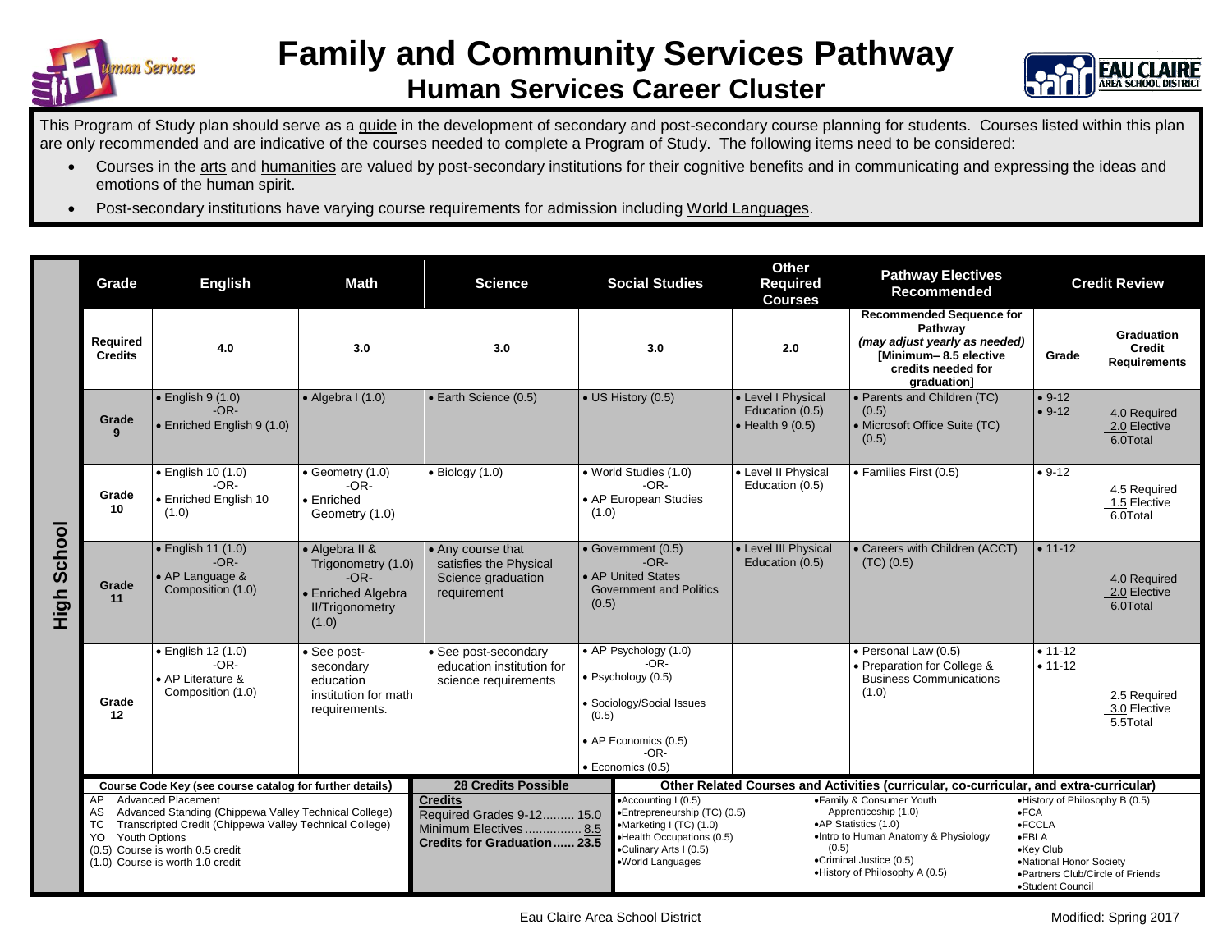# Family and Community Services Pathway

## Human Services Career Cluster

This Program of Study plan should serve as a guide in the development of secondary and post-secondary course planning for students. Courses listed within this plan are only recommended and are indicative of the courses needed to complete a Program of Study. The following items need to be considered:

- Courses in the arts and humanities are valued by post-secondary institutions for their cognitive benefits and in communicating and expressing the ideas and emotions of the human spirit.
- Post-secondary institutions have varying course requirements for admission including World Languages.

### High School

| Grade | English | Math | Science | Social Studies | Other Required Courses | Pathway Electives Recommended | Credit Review | |
|---|---|---|---|---|---|---|---|---|
| Required Credits | 4.0 | 3.0 | 3.0 | 3.0 | 2.0 | **Recommended Sequence for Pathway** *(may adjust yearly as needed)* **[Minimum– 8.5 elective credits needed for graduation]** | Grade | Graduation Credit Requirements |
| Grade 9 | • English 9 (1.0) -OR- • Enriched English 9 (1.0) | • Algebra I (1.0) | • Earth Science (0.5) | • US History (0.5) | • Level I Physical Education (0.5) • Health 9 (0.5) | • Parents and Children (TC) (0.5) • Microsoft Office Suite (TC) (0.5) | • 9-12 • 9-12 | 4.0 Required 2.0 Elective 6.0Total |
| Grade 10 | • English 10 (1.0) -OR- • Enriched English 10 (1.0) | • Geometry (1.0) -OR- • Enriched Geometry (1.0) | • Biology (1.0) | • World Studies (1.0) -OR- • AP European Studies (1.0) | • Level II Physical Education (0.5) | • Families First (0.5) | • 9-12 | 4.5 Required 1.5 Elective 6.0Total |
| Grade 11 | • English 11 (1.0) -OR- • AP Language & Composition (1.0) | • Algebra II & Trigonometry (1.0) -OR- • Enriched Algebra II/Trigonometry (1.0) | • Any course that satisfies the Physical Science graduation requirement | • Government (0.5) -OR- • AP United States Government and Politics (0.5) | • Level III Physical Education (0.5) | • Careers with Children (ACCT) (TC) (0.5) | • 11-12 | 4.0 Required 2.0 Elective 6.0Total |
| Grade 12 | • English 12 (1.0) -OR- • AP Literature & Composition (1.0) | • See post-secondary education institution for math requirements. | • See post-secondary education institution for science requirements | • AP Psychology (1.0) -OR- • Psychology (0.5) • Sociology/Social Issues (0.5) • AP Economics (0.5) -OR- • Economics (0.5) | | • Personal Law (0.5) • Preparation for College & Business Communications (1.0) | • 11-12 • 11-12 | 2.5 Required 3.0 Elective 5.5Total |

**Course Code Key (see course catalog for further details)**

- AP Advanced Placement
- AS Advanced Standing (Chippewa Valley Technical College)
- TC Transcripted Credit (Chippewa Valley Technical College)
- YO Youth Options
- (0.5) Course is worth 0.5 credit
- (1.0) Course is worth 1.0 credit

**28 Credits Possible**

**Credits**
Required Grades 9-12......... 15.0
Minimum Electives ................ 8.5
**Credits for Graduation...... 23.5**

**Other Related Courses and Activities (curricular, co-curricular, and extra-curricular)**

- Accounting I (0.5)
- Entrepreneurship (TC) (0.5)
- Marketing I (TC) (1.0)
- Health Occupations (0.5)
- Culinary Arts I (0.5)
- World Languages
- Family & Consumer Youth Apprenticeship (1.0)
- AP Statistics (1.0)
- Intro to Human Anatomy & Physiology (0.5)
- Criminal Justice (0.5)
- History of Philosophy A (0.5)
- History of Philosophy B (0.5)
- FCA
- FCCLA
- FBLA
- Key Club
- National Honor Society
- Partners Club/Circle of Friends
- Student Council

Eau Claire Area School District — Modified: Spring 2017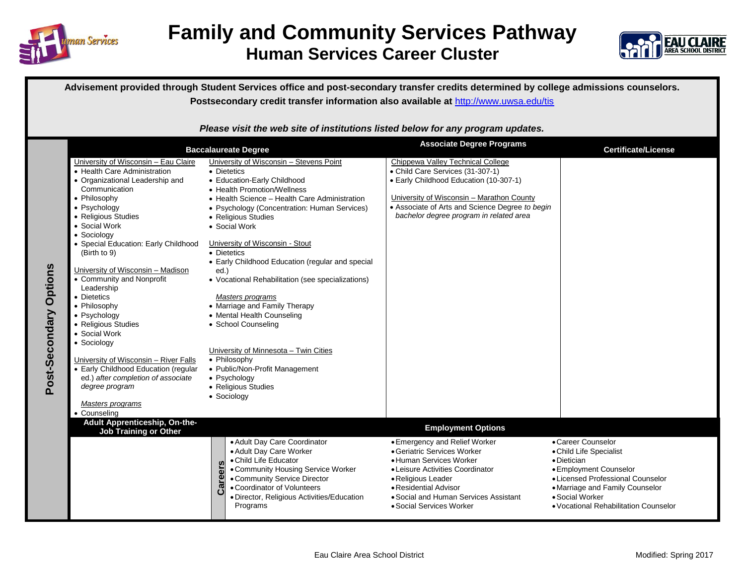# Family and Community Services Pathway
## Human Services Career Cluster

**Advisement provided through Student Services office and post-secondary transfer credits determined by college admissions counselors.**
**Postsecondary credit transfer information also available at http://www.uwsa.edu/tis**

***Please visit the web site of institutions listed below for any program updates.***

### Post-Secondary Options

#### Baccalaureate Degree

University of Wisconsin – Eau Claire
- Health Care Administration
- Organizational Leadership and Communication
- Philosophy
- Psychology
- Religious Studies
- Social Work
- Sociology
- Special Education: Early Childhood (Birth to 9)

University of Wisconsin – Madison
- Community and Nonprofit Leadership
- Dietetics
- Philosophy
- Psychology
- Religious Studies
- Social Work
- Sociology

University of Wisconsin – River Falls
- Early Childhood Education (regular ed.) *after completion of associate degree program*

*Masters programs*
- Counseling

University of Wisconsin – Stevens Point
- Dietetics
- Education-Early Childhood
- Health Promotion/Wellness
- Health Science – Health Care Administration
- Psychology (Concentration: Human Services)
- Religious Studies
- Social Work

University of Wisconsin - Stout
- Dietetics
- Early Childhood Education (regular and special ed.)
- Vocational Rehabilitation (see specializations)

*Masters programs*
- Marriage and Family Therapy
- Mental Health Counseling
- School Counseling

University of Minnesota – Twin Cities
- Philosophy
- Public/Non-Profit Management
- Psychology
- Religious Studies
- Sociology

#### Associate Degree Programs

Chippewa Valley Technical College
- Child Care Services (31-307-1)
- Early Childhood Education (10-307-1)

University of Wisconsin – Marathon County
- Associate of Arts and Science Degree *to begin bachelor degree program in related area*

#### Certificate/License

#### Adult Apprenticeship, On-the-Job Training or Other

#### Employment Options

**Careers**

- Adult Day Care Coordinator
- Adult Day Care Worker
- Child Life Educator
- Community Housing Service Worker
- Community Service Director
- Coordinator of Volunteers
- Director, Religious Activities/Education Programs
- Emergency and Relief Worker
- Geriatric Services Worker
- Human Services Worker
- Leisure Activities Coordinator
- Religious Leader
- Residential Advisor
- Social and Human Services Assistant
- Social Services Worker
- Career Counselor
- Child Life Specialist
- Dietician
- Employment Counselor
- Licensed Professional Counselor
- Marriage and Family Counselor
- Social Worker
- Vocational Rehabilitation Counselor

Eau Claire Area School District

Modified: Spring 2017